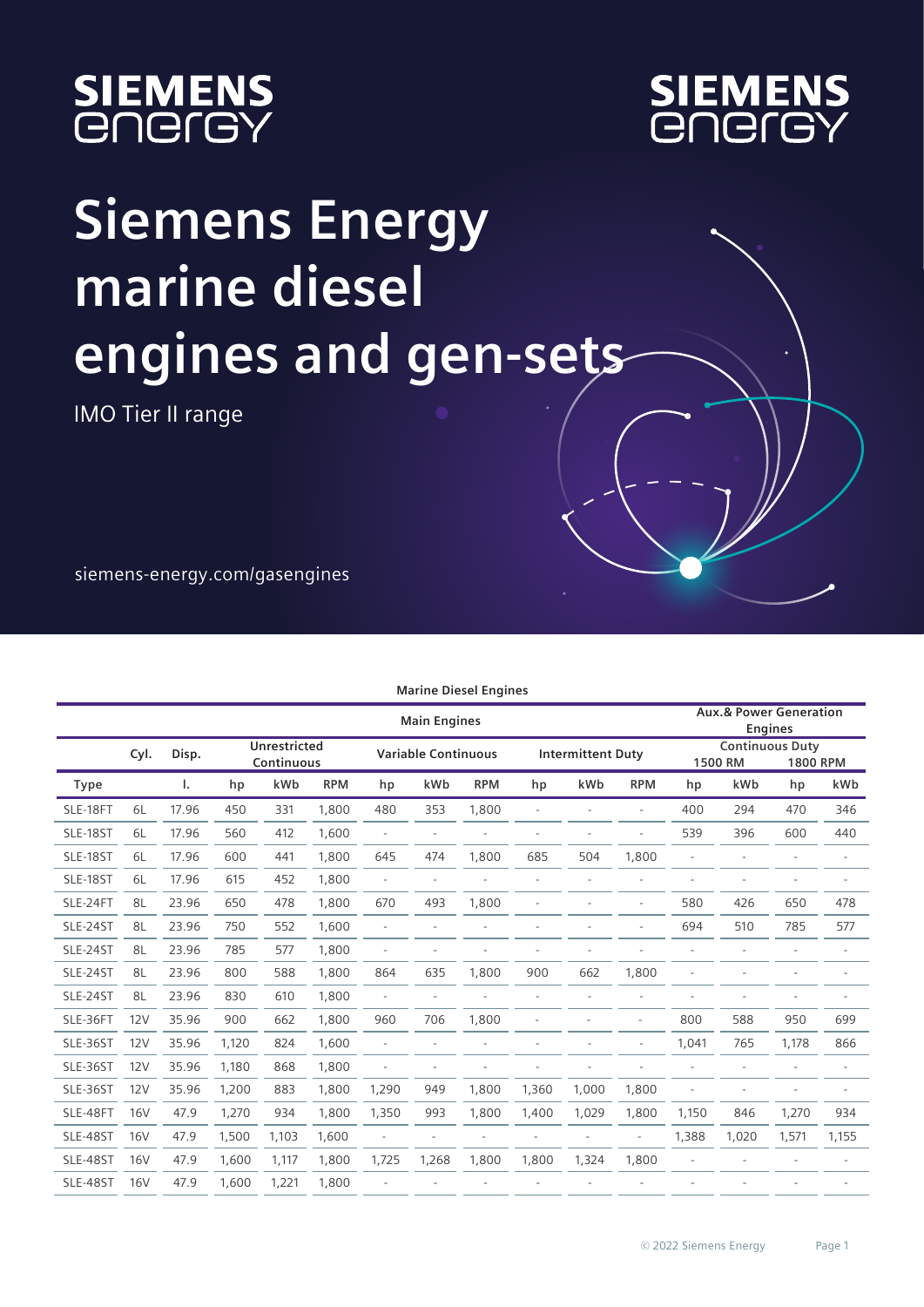SIEMENS energy

# Siemens Energy marine diesel engines and gen-sets

IMO Tier II range

siemens-energy.com/gasengines

**Marine Diesel Engines**

| | | | Main Engines | | | | | | | | | Aux.& Power Generation Engines | | | |
|---|---|---|---|---|---|---|---|---|---|---|---|---|---|---|---|
| | Cyl. | Disp. | Unrestricted Continuous | | | Variable Continuous | | | Intermittent Duty | | | Continuous Duty 1500 RM | | 1800 RPM | |
| Type | | l. | hp | kWb | RPM | hp | kWb | RPM | hp | kWb | RPM | hp | kWb | hp | kWb |
| SLE-18FT | 6L | 17.96 | 450 | 331 | 1,800 | 480 | 353 | 1,800 | - | - | - | 400 | 294 | 470 | 346 |
| SLE-18ST | 6L | 17.96 | 560 | 412 | 1,600 | - | - | - | - | - | - | 539 | 396 | 600 | 440 |
| SLE-18ST | 6L | 17.96 | 600 | 441 | 1,800 | 645 | 474 | 1,800 | 685 | 504 | 1,800 | - | - | - | - |
| SLE-18ST | 6L | 17.96 | 615 | 452 | 1,800 | - | - | - | - | - | - | - | - | - | - |
| SLE-24FT | 8L | 23.96 | 650 | 478 | 1,800 | 670 | 493 | 1,800 | - | - | - | 580 | 426 | 650 | 478 |
| SLE-24ST | 8L | 23.96 | 750 | 552 | 1,600 | - | - | - | - | - | - | 694 | 510 | 785 | 577 |
| SLE-24ST | 8L | 23.96 | 785 | 577 | 1,800 | - | - | - | - | - | - | - | - | - | - |
| SLE-24ST | 8L | 23.96 | 800 | 588 | 1,800 | 864 | 635 | 1,800 | 900 | 662 | 1,800 | - | - | - | - |
| SLE-24ST | 8L | 23.96 | 830 | 610 | 1,800 | - | - | - | - | - | - | - | - | - | - |
| SLE-36FT | 12V | 35.96 | 900 | 662 | 1,800 | 960 | 706 | 1,800 | - | - | - | 800 | 588 | 950 | 699 |
| SLE-36ST | 12V | 35.96 | 1,120 | 824 | 1,600 | - | - | - | - | - | - | 1,041 | 765 | 1,178 | 866 |
| SLE-36ST | 12V | 35.96 | 1,180 | 868 | 1,800 | - | - | - | - | - | - | - | - | - | - |
| SLE-36ST | 12V | 35.96 | 1,200 | 883 | 1,800 | 1,290 | 949 | 1,800 | 1,360 | 1,000 | 1,800 | - | - | - | - |
| SLE-48FT | 16V | 47.9 | 1,270 | 934 | 1,800 | 1,350 | 993 | 1,800 | 1,400 | 1,029 | 1,800 | 1,150 | 846 | 1,270 | 934 |
| SLE-48ST | 16V | 47.9 | 1,500 | 1,103 | 1,600 | - | - | - | - | - | - | 1,388 | 1,020 | 1,571 | 1,155 |
| SLE-48ST | 16V | 47.9 | 1,600 | 1,117 | 1,800 | 1,725 | 1,268 | 1,800 | 1,800 | 1,324 | 1,800 | - | - | - | - |
| SLE-48ST | 16V | 47.9 | 1,600 | 1,221 | 1,800 | - | - | - | - | - | - | - | - | - | - |

© 2022 Siemens Energy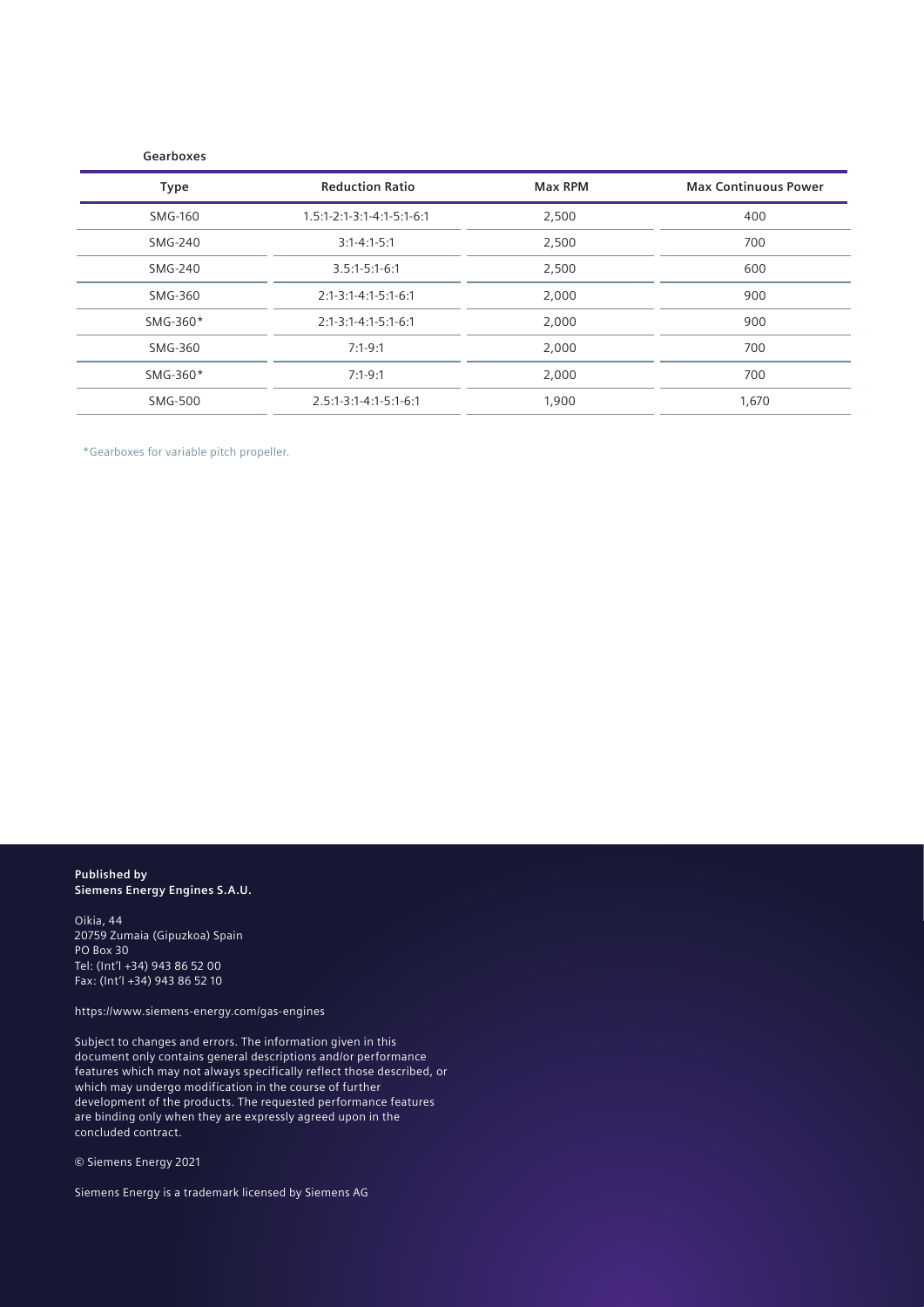**Gearboxes**

| Type | Reduction Ratio | Max RPM | Max Continuous Power |
|---|---|---|---|
| SMG-160 | 1.5:1-2:1-3:1-4:1-5:1-6:1 | 2,500 | 400 |
| SMG-240 | 3:1-4:1-5:1 | 2,500 | 700 |
| SMG-240 | 3.5:1-5:1-6:1 | 2,500 | 600 |
| SMG-360 | 2:1-3:1-4:1-5:1-6:1 | 2,000 | 900 |
| SMG-360* | 2:1-3:1-4:1-5:1-6:1 | 2,000 | 900 |
| SMG-360 | 7:1-9:1 | 2,000 | 700 |
| SMG-360* | 7:1-9:1 | 2,000 | 700 |
| SMG-500 | 2.5:1-3:1-4:1-5:1-6:1 | 1,900 | 1,670 |

*Gearboxes for variable pitch propeller.

**Published by**
**Siemens Energy Engines S.A.U.**

Oikia, 44
20759 Zumaia (Gipuzkoa) Spain
PO Box 30
Tel: (Int'l +34) 943 86 52 00
Fax: (Int'l +34) 943 86 52 10

https://www.siemens-energy.com/gas-engines

Subject to changes and errors. The information given in this document only contains general descriptions and/or performance features which may not always specifically reflect those described, or which may undergo modification in the course of further development of the products. The requested performance features are binding only when they are expressly agreed upon in the concluded contract.

© Siemens Energy 2021

Siemens Energy is a trademark licensed by Siemens AG